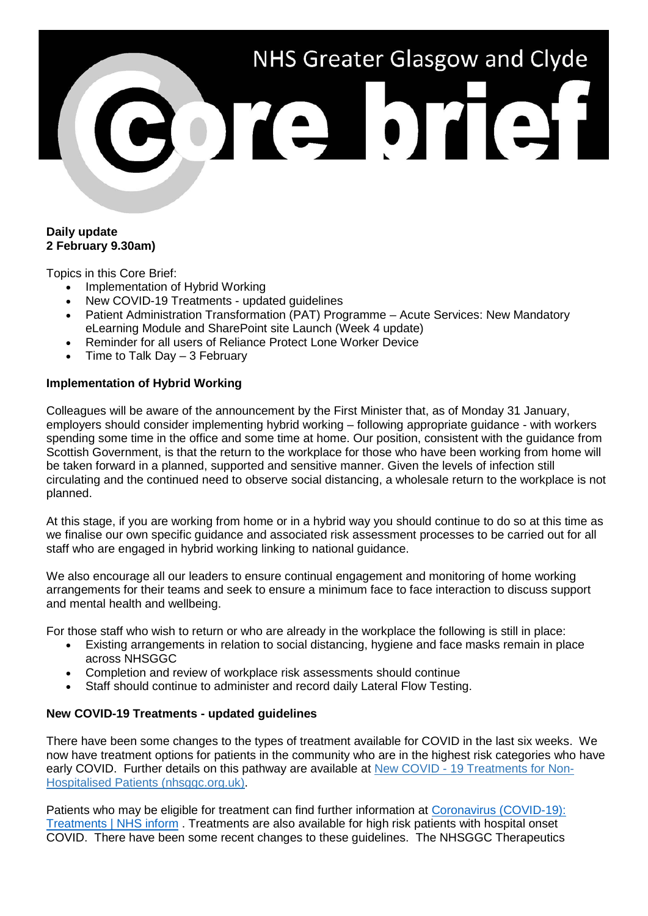# NHS Greater Glasgow and Clyde Core brief

**Daily update**
**2 February 9.30am)**

Topics in this Core Brief:

- Implementation of Hybrid Working
- New COVID-19 Treatments - updated guidelines
- Patient Administration Transformation (PAT) Programme – Acute Services: New Mandatory eLearning Module and SharePoint site Launch (Week 4 update)
- Reminder for all users of Reliance Protect Lone Worker Device
- Time to Talk Day – 3 February

**Implementation of Hybrid Working**

Colleagues will be aware of the announcement by the First Minister that, as of Monday 31 January, employers should consider implementing hybrid working – following appropriate guidance - with workers spending some time in the office and some time at home. Our position, consistent with the guidance from Scottish Government, is that the return to the workplace for those who have been working from home will be taken forward in a planned, supported and sensitive manner. Given the levels of infection still circulating and the continued need to observe social distancing, a wholesale return to the workplace is not planned.

At this stage, if you are working from home or in a hybrid way you should continue to do so at this time as we finalise our own specific guidance and associated risk assessment processes to be carried out for all staff who are engaged in hybrid working linking to national guidance.

We also encourage all our leaders to ensure continual engagement and monitoring of home working arrangements for their teams and seek to ensure a minimum face to face interaction to discuss support and mental health and wellbeing.

For those staff who wish to return or who are already in the workplace the following is still in place:

- Existing arrangements in relation to social distancing, hygiene and face masks remain in place across NHSGGC
- Completion and review of workplace risk assessments should continue
- Staff should continue to administer and record daily Lateral Flow Testing.

**New COVID-19 Treatments - updated guidelines**

There have been some changes to the types of treatment available for COVID in the last six weeks. We now have treatment options for patients in the community who are in the highest risk categories who have early COVID. Further details on this pathway are available at New COVID - 19 Treatments for Non-Hospitalised Patients (nhsggc.org.uk).

Patients who may be eligible for treatment can find further information at Coronavirus (COVID-19): Treatments | NHS inform . Treatments are also available for high risk patients with hospital onset COVID. There have been some recent changes to these guidelines. The NHSGGC Therapeutics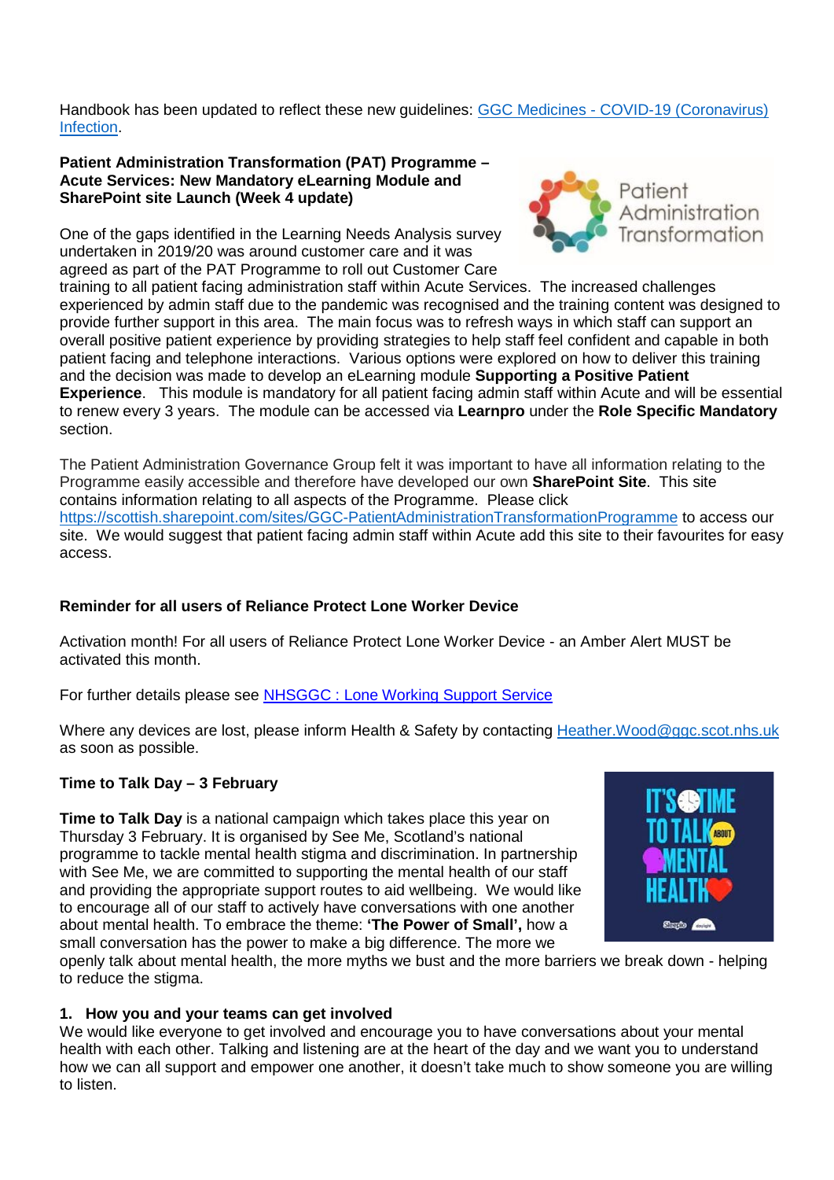Handbook has been updated to reflect these new guidelines: [GGC Medicines - COVID-19 (Coronavirus) Infection](GGC Medicines - COVID-19 (Coronavirus) Infection).

**Patient Administration Transformation (PAT) Programme – Acute Services: New Mandatory eLearning Module and SharePoint site Launch (Week 4 update)**

One of the gaps identified in the Learning Needs Analysis survey undertaken in 2019/20 was around customer care and it was agreed as part of the PAT Programme to roll out Customer Care training to all patient facing administration staff within Acute Services. The increased challenges experienced by admin staff due to the pandemic was recognised and the training content was designed to provide further support in this area. The main focus was to refresh ways in which staff can support an overall positive patient experience by providing strategies to help staff feel confident and capable in both patient facing and telephone interactions. Various options were explored on how to deliver this training and the decision was made to develop an eLearning module **Supporting a Positive Patient Experience**. This module is mandatory for all patient facing admin staff within Acute and will be essential to renew every 3 years. The module can be accessed via **Learnpro** under the **Role Specific Mandatory** section.

The Patient Administration Governance Group felt it was important to have all information relating to the Programme easily accessible and therefore have developed our own **SharePoint Site**. This site contains information relating to all aspects of the Programme. Please click https://scottish.sharepoint.com/sites/GGC-PatientAdministrationTransformationProgramme to access our site. We would suggest that patient facing admin staff within Acute add this site to their favourites for easy access.

**Reminder for all users of Reliance Protect Lone Worker Device**

Activation month! For all users of Reliance Protect Lone Worker Device - an Amber Alert MUST be activated this month.

For further details please see NHSGGC : Lone Working Support Service

Where any devices are lost, please inform Health & Safety by contacting Heather.Wood@ggc.scot.nhs.uk as soon as possible.

**Time to Talk Day – 3 February**

**Time to Talk Day** is a national campaign which takes place this year on Thursday 3 February. It is organised by See Me, Scotland's national programme to tackle mental health stigma and discrimination. In partnership with See Me, we are committed to supporting the mental health of our staff and providing the appropriate support routes to aid wellbeing. We would like to encourage all of our staff to actively have conversations with one another about mental health. To embrace the theme: **'The Power of Small',** how a small conversation has the power to make a big difference. The more we openly talk about mental health, the more myths we bust and the more barriers we break down - helping to reduce the stigma.

**1. How you and your teams can get involved**

We would like everyone to get involved and encourage you to have conversations about your mental health with each other. Talking and listening are at the heart of the day and we want you to understand how we can all support and empower one another, it doesn't take much to show someone you are willing to listen.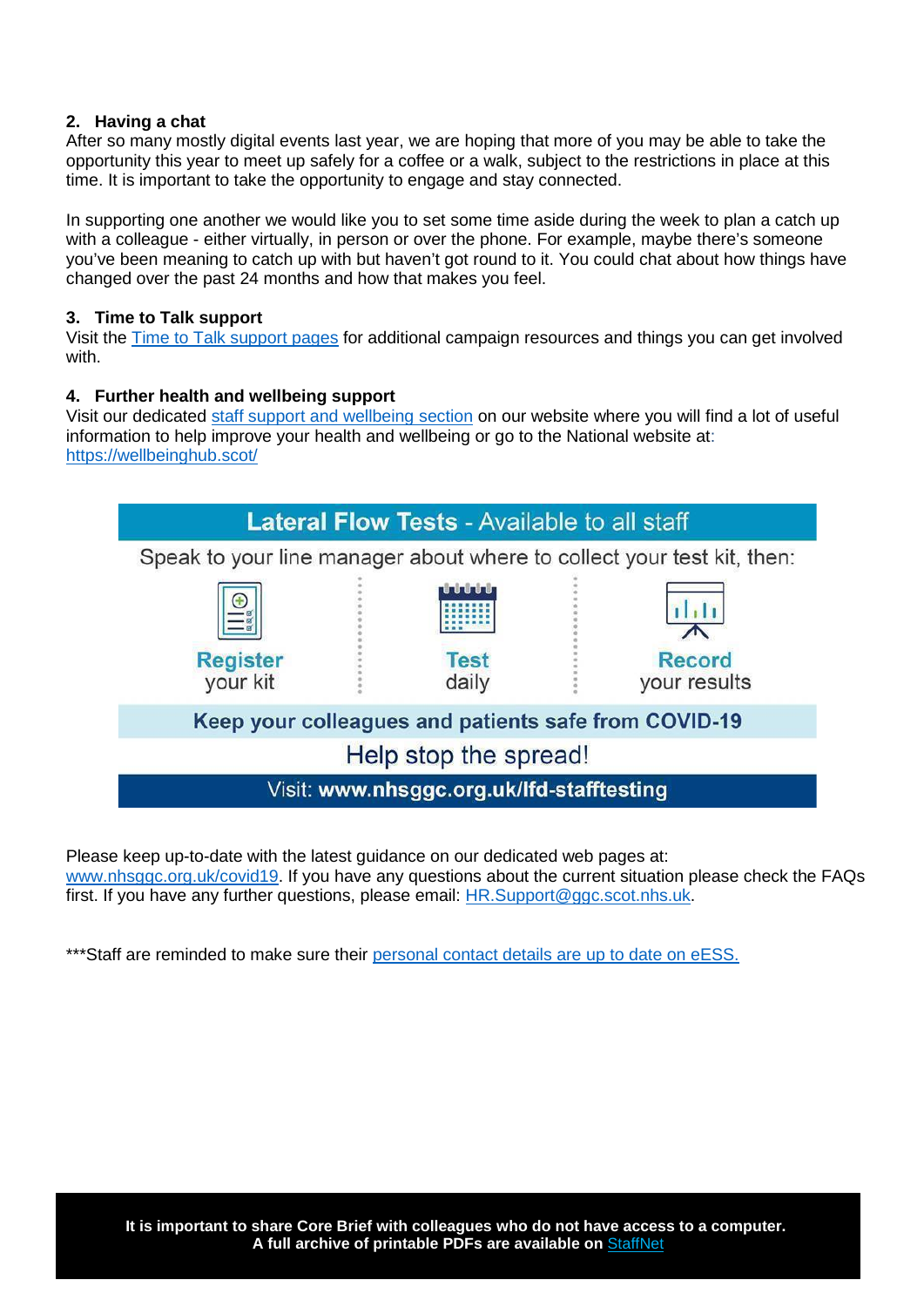**2. Having a chat**

After so many mostly digital events last year, we are hoping that more of you may be able to take the opportunity this year to meet up safely for a coffee or a walk, subject to the restrictions in place at this time. It is important to take the opportunity to engage and stay connected.

In supporting one another we would like you to set some time aside during the week to plan a catch up with a colleague - either virtually, in person or over the phone. For example, maybe there's someone you've been meaning to catch up with but haven't got round to it. You could chat about how things have changed over the past 24 months and how that makes you feel.

**3. Time to Talk support**

Visit the Time to Talk support pages for additional campaign resources and things you can get involved with.

**4. Further health and wellbeing support**

Visit our dedicated staff support and wellbeing section on our website where you will find a lot of useful information to help improve your health and wellbeing or go to the National website at: https://wellbeinghub.scot/

**Lateral Flow Tests** - Available to all staff

Speak to your line manager about where to collect your test kit, then:

**Register** your kit

**Test** daily

**Record** your results

**Keep your colleagues and patients safe from COVID-19**

Help stop the spread!

Visit: **www.nhsggc.org.uk/lfd-stafftesting**

Please keep up-to-date with the latest guidance on our dedicated web pages at: www.nhsggc.org.uk/covid19. If you have any questions about the current situation please check the FAQs first. If you have any further questions, please email: HR.Support@ggc.scot.nhs.uk.

***Staff are reminded to make sure their personal contact details are up to date on eESS.

**It is important to share Core Brief with colleagues who do not have access to a computer.**
**A full archive of printable PDFs are available on StaffNet**